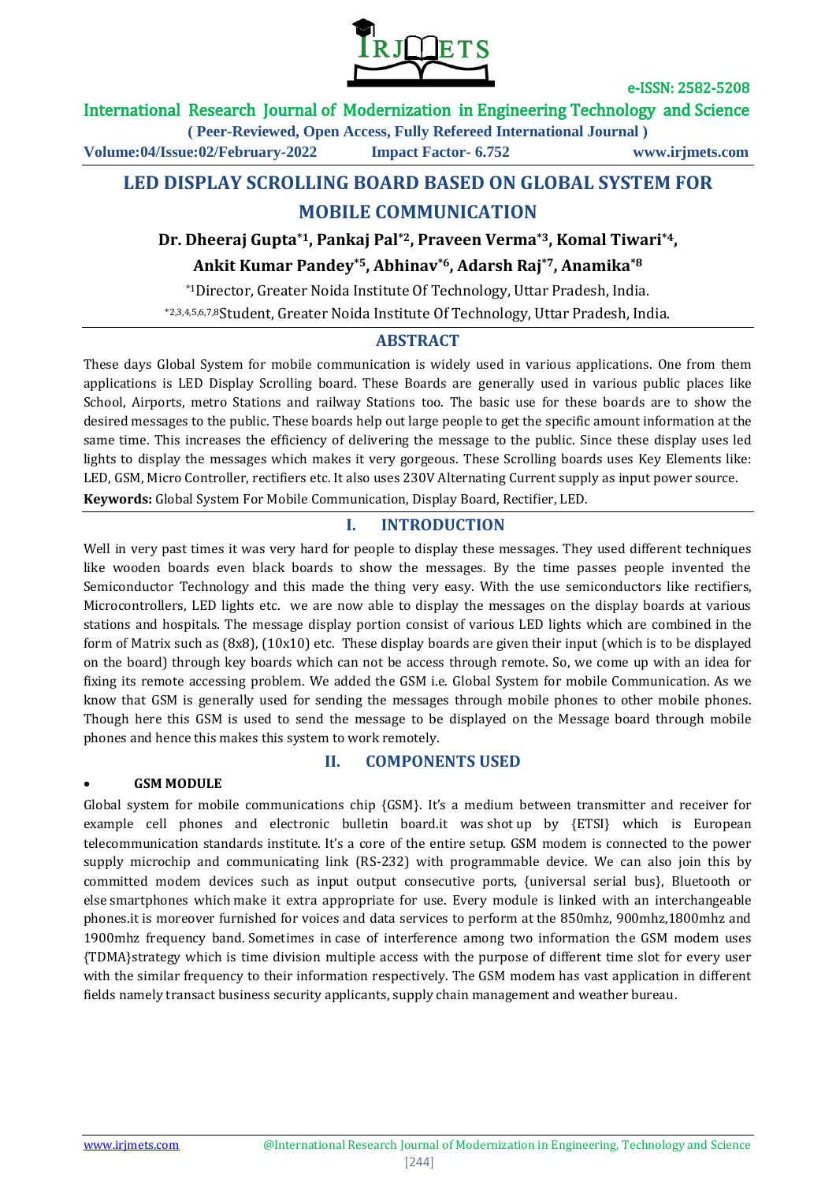# LED DISPLAY SCROLLING BOARD BASED ON GLOBAL SYSTEM FOR MOBILE COMMUNICATION

**Dr. Dheeraj Gupta*[1], Pankaj Pal*[2], Praveen Verma*[3], Komal Tiwari*[4], Ankit Kumar Pandey*[5], Abhinav*[6], Adarsh Raj*[7], Anamika*[8]**

*[1]Director, Greater Noida Institute Of Technology, Uttar Pradesh, India.

*[2,3,4,5,6,7,8]Student, Greater Noida Institute Of Technology, Uttar Pradesh, India.

## ABSTRACT

These days Global System for mobile communication is widely used in various applications. One from them applications is LED Display Scrolling board. These Boards are generally used in various public places like School, Airports, metro Stations and railway Stations too. The basic use for these boards are to show the desired messages to the public. These boards help out large people to get the specific amount information at the same time. This increases the efficiency of delivering the message to the public. Since these display uses led lights to display the messages which makes it very gorgeous. These Scrolling boards uses Key Elements like: LED, GSM, Micro Controller, rectifiers etc. It also uses 230V Alternating Current supply as input power source.

**Keywords:** Global System For Mobile Communication, Display Board, Rectifier, LED.

## I. INTRODUCTION

Well in very past times it was very hard for people to display these messages. They used different techniques like wooden boards even black boards to show the messages. By the time passes people invented the Semiconductor Technology and this made the thing very easy. With the use semiconductors like rectifiers, Microcontrollers, LED lights etc. we are now able to display the messages on the display boards at various stations and hospitals. The message display portion consist of various LED lights which are combined in the form of Matrix such as (8x8), (10x10) etc. These display boards are given their input (which is to be displayed on the board) through key boards which can not be access through remote. So, we come up with an idea for fixing its remote accessing problem. We added the GSM i.e. Global System for mobile Communication. As we know that GSM is generally used for sending the messages through mobile phones to other mobile phones. Though here this GSM is used to send the message to be displayed on the Message board through mobile phones and hence this makes this system to work remotely.

## II. COMPONENTS USED

- **GSM MODULE**

Global system for mobile communications chip {GSM}. It's a medium between transmitter and receiver for example cell phones and electronic bulletin board.it was shot up by {ETSI} which is European telecommunication standards institute. It's a core of the entire setup. GSM modem is connected to the power supply microchip and communicating link (RS-232) with programmable device. We can also join this by committed modem devices such as input output consecutive ports, {universal serial bus}, Bluetooth or else smartphones which make it extra appropriate for use. Every module is linked with an interchangeable phones.it is moreover furnished for voices and data services to perform at the 850mhz, 900mhz,1800mhz and 1900mhz frequency band. Sometimes in case of interference among two information the GSM modem uses {TDMA}strategy which is time division multiple access with the purpose of different time slot for every user with the similar frequency to their information respectively. The GSM modem has vast application in different fields namely transact business security applicants, supply chain management and weather bureau.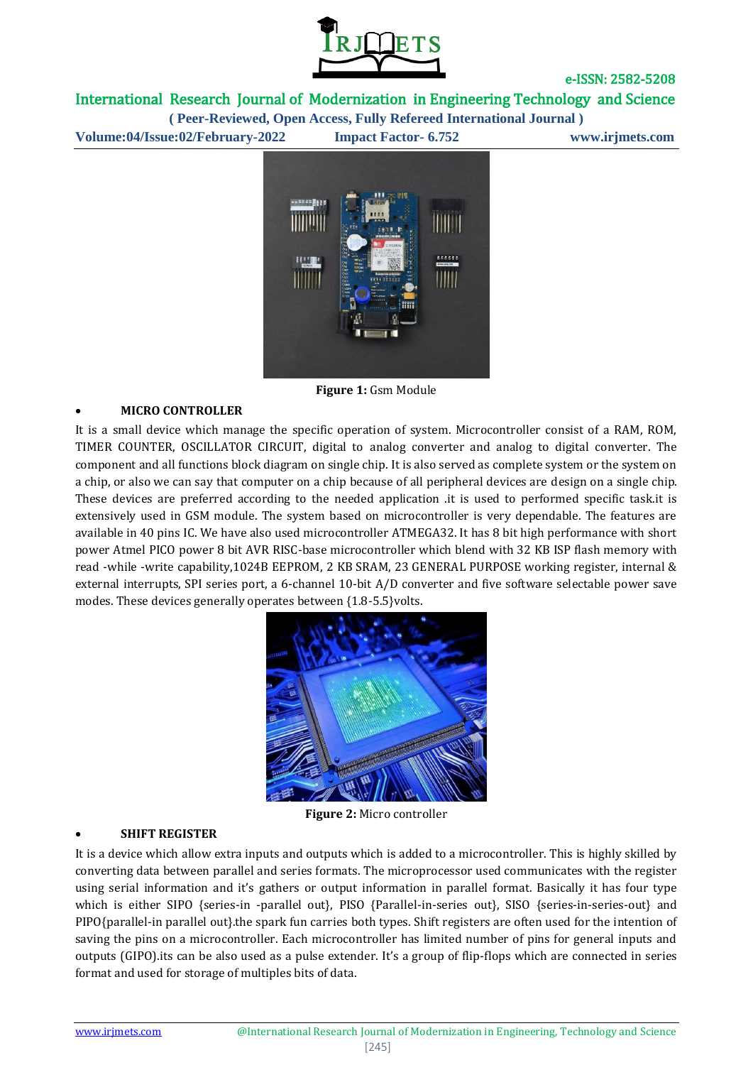Figure 1: Gsm Module

- **MICRO CONTROLLER**

It is a small device which manage the specific operation of system. Microcontroller consist of a RAM, ROM, TIMER COUNTER, OSCILLATOR CIRCUIT, digital to analog converter and analog to digital converter. The component and all functions block diagram on single chip. It is also served as complete system or the system on a chip, or also we can say that computer on a chip because of all peripheral devices are design on a single chip. These devices are preferred according to the needed application .it is used to performed specific task.it is extensively used in GSM module. The system based on microcontroller is very dependable. The features are available in 40 pins IC. We have also used microcontroller ATMEGA32. It has 8 bit high performance with short power Atmel PICO power 8 bit AVR RISC-base microcontroller which blend with 32 KB ISP flash memory with read -while -write capability,1024B EEPROM, 2 KB SRAM, 23 GENERAL PURPOSE working register, internal & external interrupts, SPI series port, a 6-channel 10-bit A/D converter and five software selectable power save modes. These devices generally operates between {1.8-5.5}volts.

**Figure 2:** Micro controller

- **SHIFT REGISTER**

It is a device which allow extra inputs and outputs which is added to a microcontroller. This is highly skilled by converting data between parallel and series formats. The microprocessor used communicates with the register using serial information and it's gathers or output information in parallel format. Basically it has four type which is either SIPO {series-in -parallel out}, PISO {Parallel-in-series out}, SISO {series-in-series-out} and PIPO{parallel-in parallel out}.the spark fun carries both types. Shift registers are often used for the intention of saving the pins on a microcontroller. Each microcontroller has limited number of pins for general inputs and outputs (GIPO).its can be also used as a pulse extender. It's a group of flip-flops which are connected in series format and used for storage of multiples bits of data.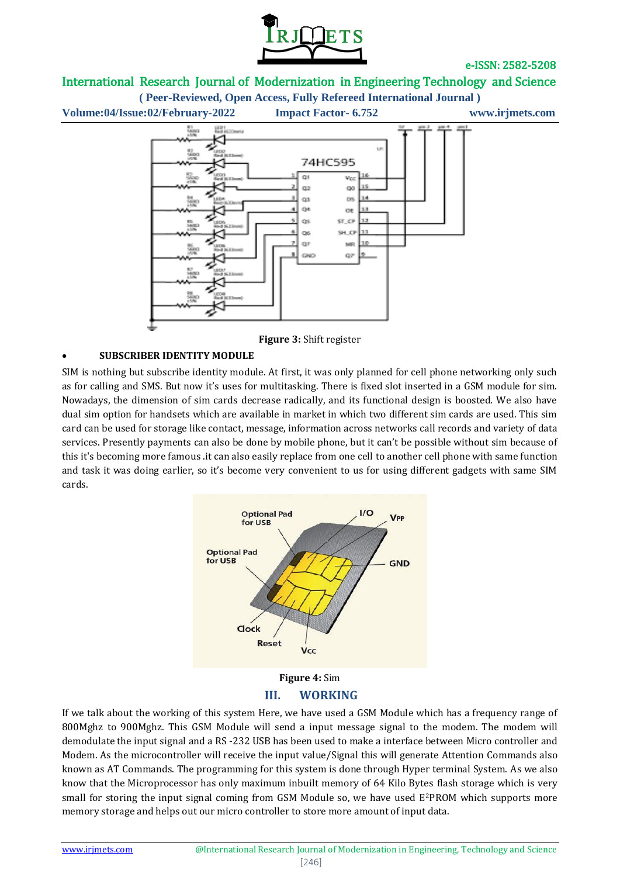Figure 3: Shift register

- **SUBSCRIBER IDENTITY MODULE**

SIM is nothing but subscribe identity module. At first, it was only planned for cell phone networking only such as for calling and SMS. But now it's uses for multitasking. There is fixed slot inserted in a GSM module for sim. Nowadays, the dimension of sim cards decrease radically, and its functional design is boosted. We also have dual sim option for handsets which are available in market in which two different sim cards are used. This sim card can be used for storage like contact, message, information across networks call records and variety of data services. Presently payments can also be done by mobile phone, but it can't be possible without sim because of this it's becoming more famous .it can also easily replace from one cell to another cell phone with same function and task it was doing earlier, so it's become very convenient to us for using different gadgets with same SIM cards.

Figure 4: Sim

## III. WORKING

If we talk about the working of this system Here, we have used a GSM Module which has a frequency range of 800Mghz to 900Mghz. This GSM Module will send a input message signal to the modem. The modem will demodulate the input signal and a RS -232 USB has been used to make a interface between Micro controller and Modem. As the microcontroller will receive the input value/Signal this will generate Attention Commands also known as AT Commands. The programming for this system is done through Hyper terminal System. As we also know that the Microprocessor has only maximum inbuilt memory of 64 Kilo Bytes flash storage which is very small for storing the input signal coming from GSM Module so, we have used $E^2$PROM which supports more memory storage and helps out our micro controller to store more amount of input data.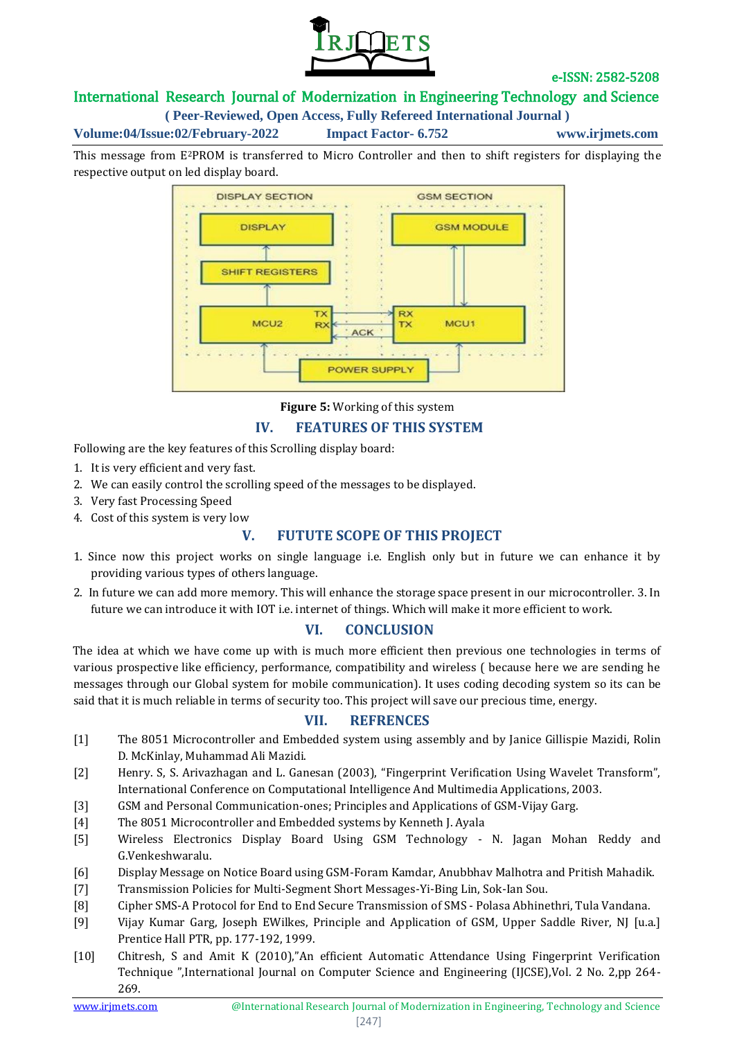This message from E²PROM is transferred to Micro Controller and then to shift registers for displaying the respective output on led display board.

DISPLAY SECTION

GSM SECTION

DISPLAY

SHIFT REGISTERS

MCU2

TX

RX

ACK

RX

TX

MCU1

GSM MODULE

POWER SUPPLY

**Figure 5:** Working of this system

## IV. FEATURES OF THIS SYSTEM

Following are the key features of this Scrolling display board:

1. It is very efficient and very fast.
2. We can easily control the scrolling speed of the messages to be displayed.
3. Very fast Processing Speed
4. Cost of this system is very low

## V. FUTUTE SCOPE OF THIS PROJECT

1. Since now this project works on single language i.e. English only but in future we can enhance it by providing various types of others language.
2. In future we can add more memory. This will enhance the storage space present in our microcontroller. 3. In future we can introduce it with IOT i.e. internet of things. Which will make it more efficient to work.

## VI. CONCLUSION

The idea at which we have come up with is much more efficient then previous one technologies in terms of various prospective like efficiency, performance, compatibility and wireless ( because here we are sending he messages through our Global system for mobile communication). It uses coding decoding system so its can be said that it is much reliable in terms of security too. This project will save our precious time, energy.

## VII. REFRENCES

[1] The 8051 Microcontroller and Embedded system using assembly and by Janice Gillispie Mazidi, Rolin D. McKinlay, Muhammad Ali Mazidi.

[2] Henry. S, S. Arivazhagan and L. Ganesan (2003), "Fingerprint Verification Using Wavelet Transform", International Conference on Computational Intelligence And Multimedia Applications, 2003.

[3] GSM and Personal Communication-ones; Principles and Applications of GSM-Vijay Garg.

[4] The 8051 Microcontroller and Embedded systems by Kenneth J. Ayala

[5] Wireless Electronics Display Board Using GSM Technology - N. Jagan Mohan Reddy and G.Venkeshwaralu.

[6] Display Message on Notice Board using GSM-Foram Kamdar, Anubbhav Malhotra and Pritish Mahadik.

[7] Transmission Policies for Multi-Segment Short Messages-Yi-Bing Lin, Sok-Ian Sou.

[8] Cipher SMS-A Protocol for End to End Secure Transmission of SMS - Polasa Abhinethri, Tula Vandana.

[9] Vijay Kumar Garg, Joseph EWilkes, Principle and Application of GSM, Upper Saddle River, NJ [u.a.] Prentice Hall PTR, pp. 177-192, 1999.

[10] Chitresh, S and Amit K (2010),"An efficient Automatic Attendance Using Fingerprint Verification Technique ",International Journal on Computer Science and Engineering (IJCSE),Vol. 2 No. 2,pp 264-269.